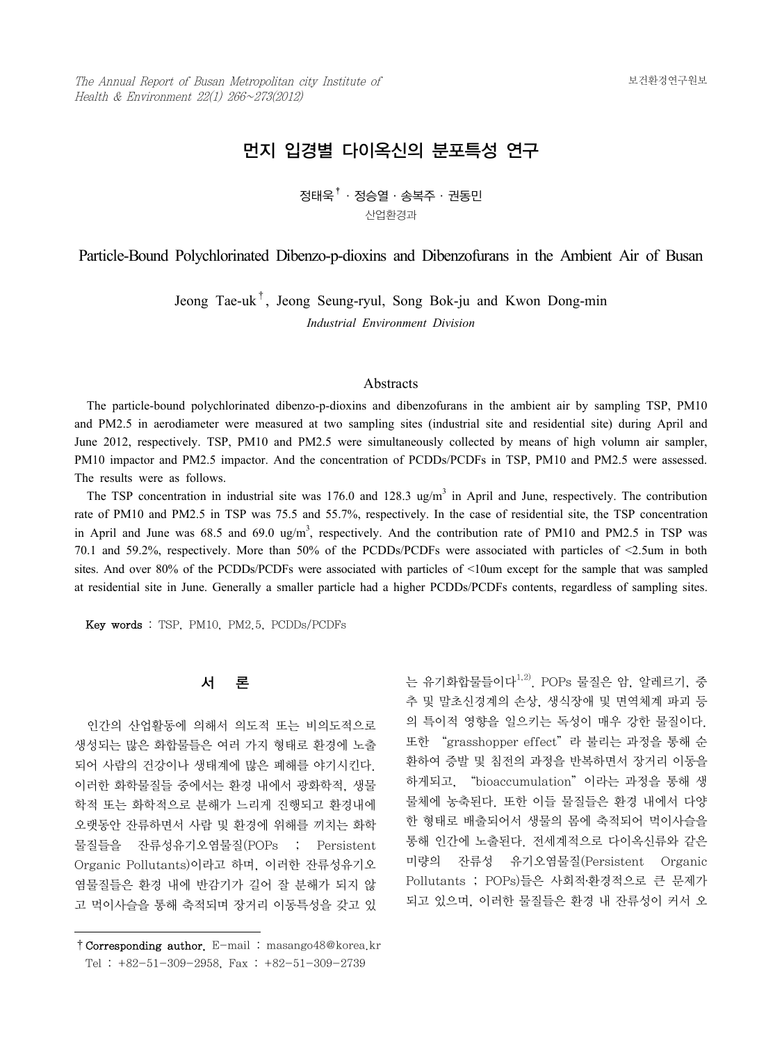# 먼지 입경별 다이옥신의 분포특성 연구

정태욱[†] · 정승열 · 송복주 · 권동민

산업환경과

# Particle-Bound Polychlorinated Dibenzo-p-dioxins and Dibenzofurans in the Ambient Air of Busan

Jeong Tae-uk[†], Jeong Seung-ryul, Song Bok-ju and Kwon Dong-min

*Industrial Environment Division*

## Abstracts

The particle-bound polychlorinated dibenzo-p-dioxins and dibenzofurans in the ambient air by sampling TSP, PM10 and PM2.5 in aerodiameter were measured at two sampling sites (industrial site and residential site) during April and June 2012, respectively. TSP, PM10 and PM2.5 were simultaneously collected by means of high volumn air sampler, PM10 impactor and PM2.5 impactor. And the concentration of PCDDs/PCDFs in TSP, PM10 and PM2.5 were assessed. The results were as follows.

The TSP concentration in industrial site was 176.0 and 128.3 ug/$m^3$ in April and June, respectively. The contribution rate of PM10 and PM2.5 in TSP was 75.5 and 55.7%, respectively. In the case of residential site, the TSP concentration in April and June was 68.5 and 69.0 ug/$m^3$, respectively. And the contribution rate of PM10 and PM2.5 in TSP was 70.1 and 59.2%, respectively. More than 50% of the PCDDs/PCDFs were associated with particles of <2.5um in both sites. And over 80% of the PCDDs/PCDFs were associated with particles of <10um except for the sample that was sampled at residential site in June. Generally a smaller particle had a higher PCDDs/PCDFs contents, regardless of sampling sites.

**Key words** : TSP, PM10, PM2.5, PCDDs/PCDFs

## 서 론

인간의 산업활동에 의해서 의도적 또는 비의도적으로 생성되는 많은 화합물들은 여러 가지 형태로 환경에 노출되어 사람의 건강이나 생태계에 많은 폐해를 야기시킨다. 이러한 화학물질들 중에서는 환경 내에서 광화학적, 생물학적 또는 화학적으로 분해가 느리게 진행되고 환경내에 오랫동안 잔류하면서 사람 및 환경에 위해를 끼치는 화학물질들을 잔류성유기오염물질(POPs ; Persistent Organic Pollutants)이라고 하며, 이러한 잔류성유기오염물질들은 환경 내에 반감기가 길어 잘 분해가 되지 않고 먹이사슬을 통해 축적되며 장거리 이동특성을 갖고 있는 유기화합물들이다[1,2]. POPs 물질은 암, 알레르기, 중추 및 말초신경계의 손상, 생식장애 및 면역체계 파괴 등의 특이적 영향을 일으키는 독성이 매우 강한 물질이다. 또한 "grasshopper effect"라 불리는 과정을 통해 순환하여 증발 및 침전의 과정을 반복하면서 장거리 이동을 하게되고, "bioaccumulation"이라는 과정을 통해 생물체에 농축된다. 또한 이들 물질들은 환경 내에서 다양한 형태로 배출되어서 생물의 몸에 축적되어 먹이사슬을 통해 인간에 노출된다. 전세계적으로 다이옥신류와 같은 미량의 잔류성 유기오염물질(Persistent Organic Pollutants ; POPs)들은 사회적·환경적으로 큰 문제가 되고 있으며, 이러한 물질들은 환경 내 잔류성이 커서 오

† Corresponding author. E-mail : masango48@korea.kr
Tel : +82-51-309-2958, Fax : +82-51-309-2739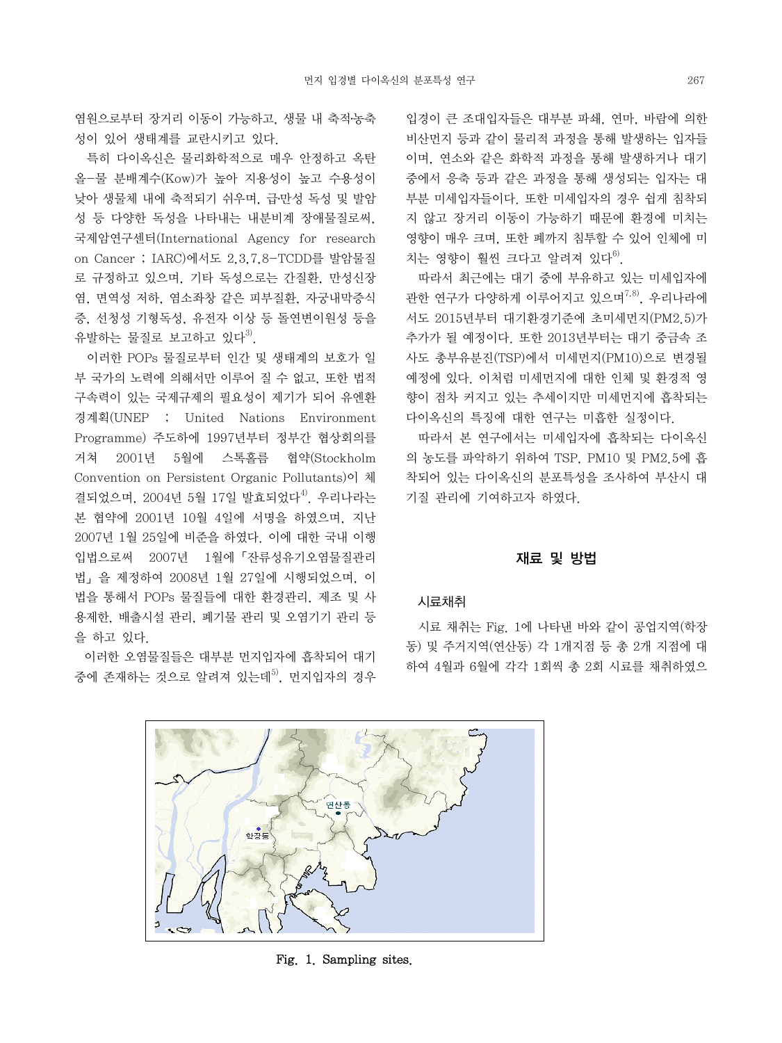염원으로부터 장거리 이동이 가능하고, 생물 내 축적·농축성이 있어 생태계를 교란시키고 있다.

특히 다이옥신은 물리화학적으로 매우 안정하고 옥탄올-물 분배계수(Kow)가 높아 지용성이 높고 수용성이 낮아 생물체 내에 축적되기 쉬우며, 급·만성 독성 및 발암성 등 다양한 독성을 나타내는 내분비계 장애물질로써, 국제암연구센터(International Agency for research on Cancer ; IARC)에서도 2,3,7,8-TCDD를 발암물질로 규정하고 있으며, 기타 독성으로는 간질환, 만성신장염, 면역성 저하, 염소좌창 같은 피부질환, 자궁내막증식증, 선청성 기형독성, 유전자 이상 등 돌연변이원성 등을 유발하는 물질로 보고하고 있다[3].

이러한 POPs 물질로부터 인간 및 생태계의 보호가 일부 국가의 노력에 의해서만 이루어 질 수 없고, 또한 법적 구속력이 있는 국제규제의 필요성이 제기가 되어 유엔환경계획(UNEP ; United Nations Environment Programme) 주도하에 1997년부터 정부간 협상회의를 거쳐 2001년 5월에 스톡홀름 협약(Stockholm Convention on Persistent Organic Pollutants)이 체결되었으며, 2004년 5월 17일 발효되었다[4]. 우리나라는 본 협약에 2001년 10월 4일에 서명을 하였으며, 지난 2007년 1월 25일에 비준을 하였다. 이에 대한 국내 이행입법으로써 2007년 1월에 「잔류성유기오염물질관리법」을 제정하여 2008년 1월 27일에 시행되었으며, 이 법을 통해서 POPs 물질들에 대한 환경관리, 제조 및 사용제한, 배출시설 관리, 폐기물 관리 및 오염기기 관리 등을 하고 있다.

이러한 오염물질들은 대부분 먼지입자에 흡착되어 대기 중에 존재하는 것으로 알려져 있는데[5], 먼지입자의 경우 입경이 큰 조대입자들은 대부분 파쇄, 연마, 바람에 의한 비산먼지 등과 같이 물리적 과정을 통해 발생하는 입자들이며, 연소와 같은 화학적 과정을 통해 발생하거나 대기 중에서 응축 등과 같은 과정을 통해 생성되는 입자는 대부분 미세입자들이다. 또한 미세입자의 경우 쉽게 침착되지 않고 장거리 이동이 가능하기 때문에 환경에 미치는 영향이 매우 크며, 또한 폐까지 침투할 수 있어 인체에 미치는 영향이 훨씬 크다고 알려져 있다[6].

따라서 최근에는 대기 중에 부유하고 있는 미세입자에 관한 연구가 다양하게 이루어지고 있으며[7,8], 우리나라에서도 2015년부터 대기환경기준에 초미세먼지(PM2.5)가 추가가 될 예정이다. 또한 2013년부터는 대기 중금속 조사도 총부유분진(TSP)에서 미세먼지(PM10)으로 변경될 예정에 있다. 이처럼 미세먼지에 대한 인체 및 환경적 영향이 점차 커지고 있는 추세이지만 미세먼지에 흡착되는 다이옥신의 특징에 대한 연구는 미흡한 실정이다.

따라서 본 연구에서는 미세입자에 흡착되는 다이옥신의 농도를 파악하기 위하여 TSP, PM10 및 PM2.5에 흡착되어 있는 다이옥신의 분포특성을 조사하여 부산시 대기질 관리에 기여하고자 하였다.

## 재료 및 방법

### 시료채취

시료 채취는 Fig. 1에 나타낸 바와 같이 공업지역(학장동) 및 주거지역(연산동) 각 1개지점 등 총 2개 지점에 대하여 4월과 6월에 각각 1회씩 총 2회 시료를 채취하였으

**Fig. 1. Sampling sites.**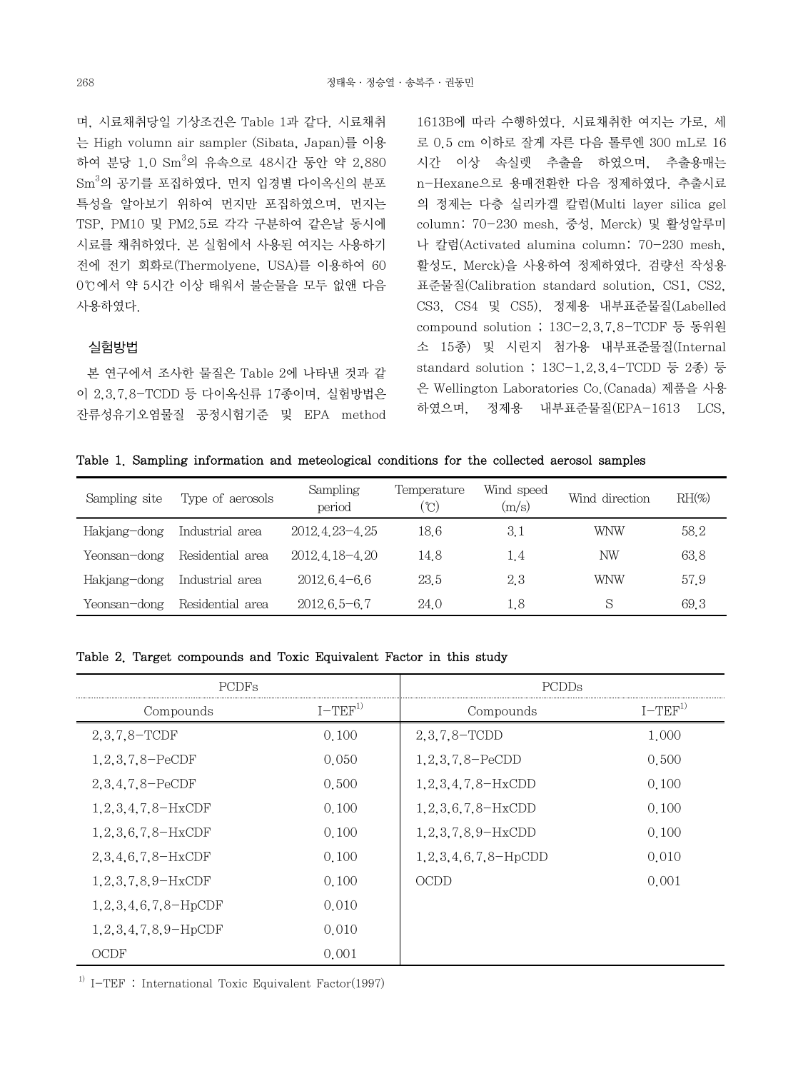며, 시료채취당일 기상조건은 Table 1과 같다. 시료채취는 High volumn air sampler (Sibata, Japan)를 이용하여 분당 1.0 $Sm^3$의 유속으로 48시간 동안 약 2,880 $Sm^3$의 공기를 포집하였다. 먼지 입경별 다이옥신의 분포특성을 알아보기 위하여 먼지만 포집하였으며, 먼지는 TSP, PM10 및 PM2.5로 각각 구분하여 같은날 동시에 시료를 채취하였다. 본 실험에서 사용된 여지는 사용하기 전에 전기 회화로(Thermolyene, USA)를 이용하여 600℃에서 약 5시간 이상 태워서 불순물을 모두 없앤 다음 사용하였다.

### 실험방법

본 연구에서 조사한 물질은 Table 2에 나타낸 것과 같이 2,3,7,8-TCDD 등 다이옥신류 17종이며, 실험방법은 잔류성유기오염물질 공정시험기준 및 EPA method 1613B에 따라 수행하였다. 시료채취한 여지는 가로, 세로 0.5 cm 이하로 잘게 자른 다음 톨루엔 300 mL로 16시간 이상 속실렛 추출을 하였으며, 추출용매는 n-Hexane으로 용매전환한 다음 정제하였다. 추출시료의 정제는 다층 실리카겔 칼럼(Multi layer silica gel column: 70-230 mesh, 중성, Merck) 및 활성알루미나 칼럼(Activated alumina column: 70-230 mesh, 활성도, Merck)을 사용하여 정제하였다. 검량선 작성용 표준물질(Calibration standard solution, CS1, CS2, CS3, CS4 및 CS5), 정제용 내부표준물질(Labelled compound solution ; 13C-2,3,7,8-TCDF 등 동위원소 15종) 및 시린지 첨가용 내부표준물질(Internal standard solution ; 13C-1,2,3,4-TCDD 등 2종) 등은 Wellington Laboratories Co.(Canada) 제품을 사용하였으며, 정제용 내부표준물질(EPA-1613 LCS,

**Table 1. Sampling information and meteological conditions for the collected aerosol samples**

| Sampling site | Type of aerosols | Sampling period | Temperature (℃) | Wind speed (m/s) | Wind direction | RH(%) |
|---|---|---|---|---|---|---|
| Hakjang-dong | Industrial area | 2012.4.23-4.25 | 18.6 | 3.1 | WNW | 58.2 |
| Yeonsan-dong | Residential area | 2012.4.18-4.20 | 14.8 | 1.4 | NW | 63.8 |
| Hakjang-dong | Industrial area | 2012.6.4-6.6 | 23.5 | 2.3 | WNW | 57.9 |
| Yeonsan-dong | Residential area | 2012.6.5-6.7 | 24.0 | 1.8 | S | 69.3 |

**Table 2. Target compounds and Toxic Equivalent Factor in this study**

| PCDFs | | PCDDs | |
|---|---|---|---|
| Compounds | I-TEF[1] | Compounds | I-TEF[1] |
| 2,3,7,8-TCDF | 0.100 | 2,3,7,8-TCDD | 1.000 |
| 1,2,3,7,8-PeCDF | 0.050 | 1,2,3,7,8-PeCDD | 0.500 |
| 2,3,4,7,8-PeCDF | 0.500 | 1,2,3,4,7,8-HxCDD | 0.100 |
| 1,2,3,4,7,8-HxCDF | 0.100 | 1,2,3,6,7,8-HxCDD | 0.100 |
| 1,2,3,6,7,8-HxCDF | 0.100 | 1,2,3,7,8,9-HxCDD | 0.100 |
| 2,3,4,6,7,8-HxCDF | 0.100 | 1,2,3,4,6,7,8-HpCDD | 0.010 |
| 1,2,3,7,8,9-HxCDF | 0.100 | OCDD | 0.001 |
| 1,2,3,4,6,7,8-HpCDF | 0.010 | | |
| 1,2,3,4,7,8,9-HpCDF | 0.010 | | |
| OCDF | 0.001 | | |

[1] I-TEF : International Toxic Equivalent Factor(1997)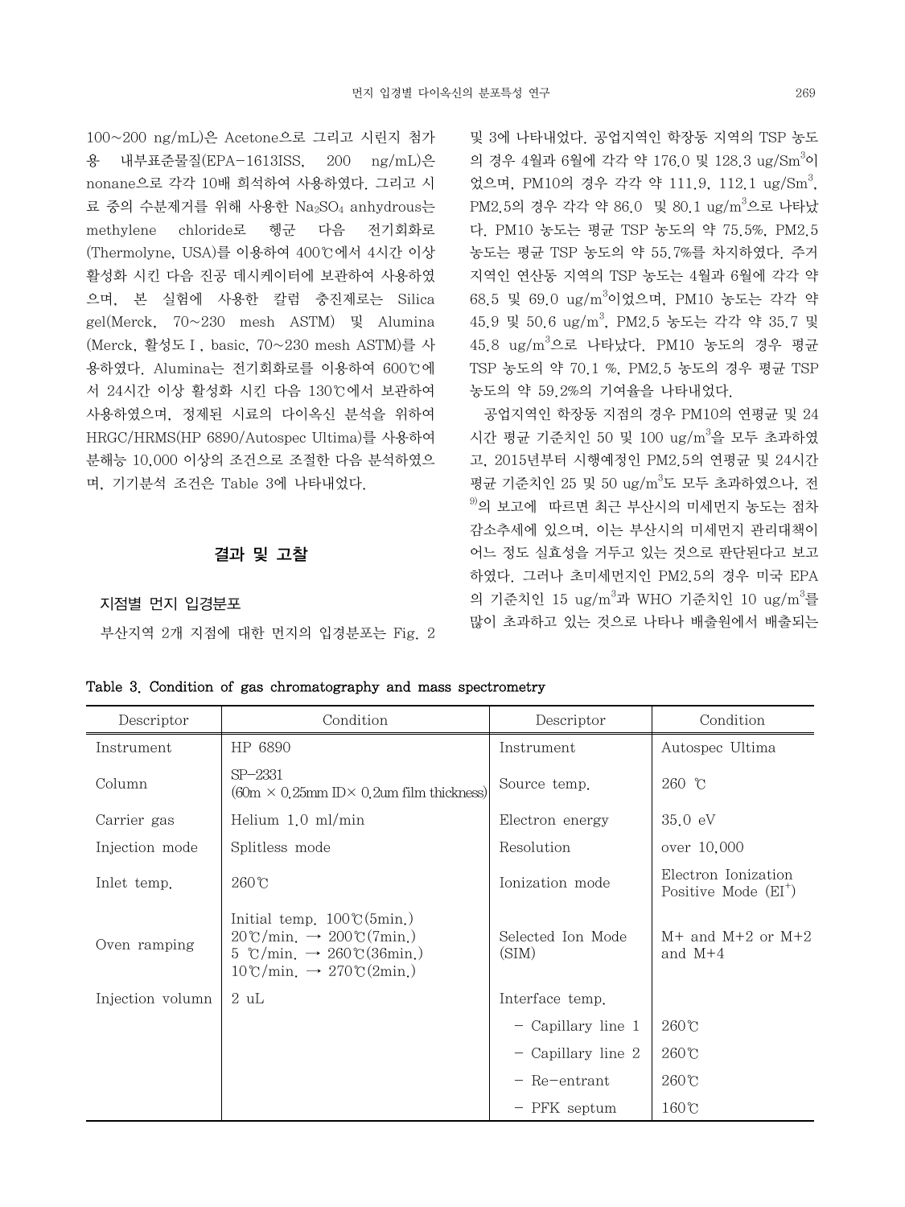100~200 ng/mL)은 Acetone으로 그리고 시린지 첨가용 내부표준물질(EPA-1613ISS, 200 ng/mL)은 nonane으로 각각 10배 희석하여 사용하였다. 그리고 시료 중의 수분제거를 위해 사용한 $Na_2SO_4$ anhydrous는 methylene chloride로 헹군 다음 전기회화로(Thermolyne, USA)를 이용하여 400℃에서 4시간 이상 활성화 시킨 다음 진공 데시케이터에 보관하여 사용하였으며, 본 실험에 사용한 칼럼 충진제로는 Silica gel(Merck, 70~230 mesh ASTM) 및 Alumina(Merck, 활성도Ⅰ, basic, 70~230 mesh ASTM)를 사용하였다. Alumina는 전기회화로를 이용하여 600℃에서 24시간 이상 활성화 시킨 다음 130℃에서 보관하여 사용하였으며, 정제된 시료의 다이옥신 분석을 위하여 HRGC/HRMS(HP 6890/Autospec Ultima)를 사용하여 분해능 10,000 이상의 조건으로 조절한 다음 분석하였으며, 기기분석 조건은 Table 3에 나타내었다.

## 결과 및 고찰

### 지점별 먼지 입경분포

부산지역 2개 지점에 대한 먼지의 입경분포는 Fig. 2 및 3에 나타내었다. 공업지역인 학장동 지역의 TSP 농도의 경우 4월과 6월에 각각 약 176.0 및 128.3 $ug/Sm^3$이었으며, PM10의 경우 각각 약 111.9, 112.1 $ug/Sm^3$, PM2.5의 경우 각각 약 86.0 및 80.1 $ug/m^3$으로 나타났다. PM10 농도는 평균 TSP 농도의 약 75.5%, PM2.5 농도는 평균 TSP 농도의 약 55.7%를 차지하였다. 주거지역인 연산동 지역의 TSP 농도는 4월과 6월에 각각 약 68.5 및 69.0 $ug/m^3$이었으며, PM10 농도는 각각 약 45.9 및 50.6 $ug/m^3$, PM2.5 농도는 각각 약 35.7 및 45.8 $ug/m^3$으로 나타났다. PM10 농도의 경우 평균 TSP 농도의 약 70.1 %, PM2.5 농도의 경우 평균 TSP 농도의 약 59.2%의 기여율을 나타내었다.

공업지역인 학장동 지점의 경우 PM10의 연평균 및 24시간 평균 기준치인 50 및 100 $ug/m^3$을 모두 초과하였고, 2015년부터 시행예정인 PM2.5의 연평균 및 24시간 평균 기준치인 25 및 50 $ug/m^3$도 모두 초과하였으나, 전[9]의 보고에 따르면 최근 부산시의 미세먼지 농도는 점차 감소추세에 있으며, 이는 부산시의 미세먼지 관리대책이 어느 정도 실효성을 거두고 있는 것으로 판단된다고 보고하였다. 그러나 초미세먼지인 PM2.5의 경우 미국 EPA의 기준치인 15 $ug/m^3$과 WHO 기준치인 10 $ug/m^3$를 많이 초과하고 있는 것으로 나타나 배출원에서 배출되는

**Table 3. Condition of gas chromatography and mass spectrometry**

| Descriptor | Condition | Descriptor | Condition |
|---|---|---|---|
| Instrument | HP 6890 | Instrument | Autospec Ultima |
| Column | SP-2331 (60m × 0.25mm ID× 0.2um film thickness) | Source temp. | 260 ℃ |
| Carrier gas | Helium 1.0 ml/min | Electron energy | 35.0 eV |
| Injection mode | Splitless mode | Resolution | over 10,000 |
| Inlet temp. | 260℃ | Ionization mode | Electron Ionization Positive Mode ($EI^+$) |
| Oven ramping | Initial temp. 100℃(5min.)<br>20℃/min. → 200℃(7min.)<br>5 ℃/min. → 260℃(36min.)<br>10℃/min. → 270℃(2min.) | Selected Ion Mode (SIM) | M+ and M+2 or M+2 and M+4 |
| Injection volumn | 2 uL | Interface temp. | |
| | | - Capillary line 1 | 260℃ |
| | | - Capillary line 2 | 260℃ |
| | | - Re-entrant | 260℃ |
| | | - PFK septum | 160℃ |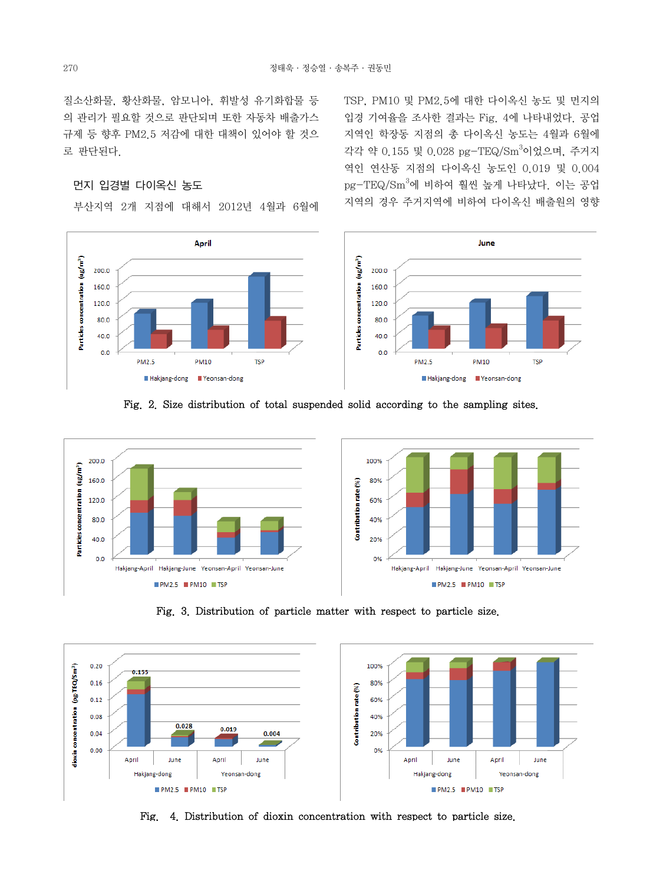질소산화물, 황산화물, 암모니아, 휘발성 유기화합물 등의 관리가 필요할 것으로 판단되며 또한 자동차 배출가스 규제 등 향후 PM2.5 저감에 대한 대책이 있어야 할 것으로 판단된다.

### 먼지 입경별 다이옥신 농도

부산지역 2개 지점에 대해서 2012년 4월과 6월에 TSP, PM10 및 PM2.5에 대한 다이옥신 농도 및 먼지의 입경 기여율을 조사한 결과는 Fig. 4에 나타내었다. 공업지역인 학장동 지점의 총 다이옥신 농도는 4월과 6월에 각각 약 0.155 및 0.028 pg-TEQ/Sm$^3$이었으며, 주거지역인 연산동 지점의 다이옥신 농도인 0.019 및 0.004 pg-TEQ/Sm$^3$에 비하여 휠씬 높게 나타났다. 이는 공업지역의 경우 주거지역에 비하여 다이옥신 배출원의 영향

Fig. 2. Size distribution of total suspended solid according to the sampling sites.

Fig. 3. Distribution of particle matter with respect to particle size.

Fig. 4. Distribution of dioxin concentration with respect to particle size.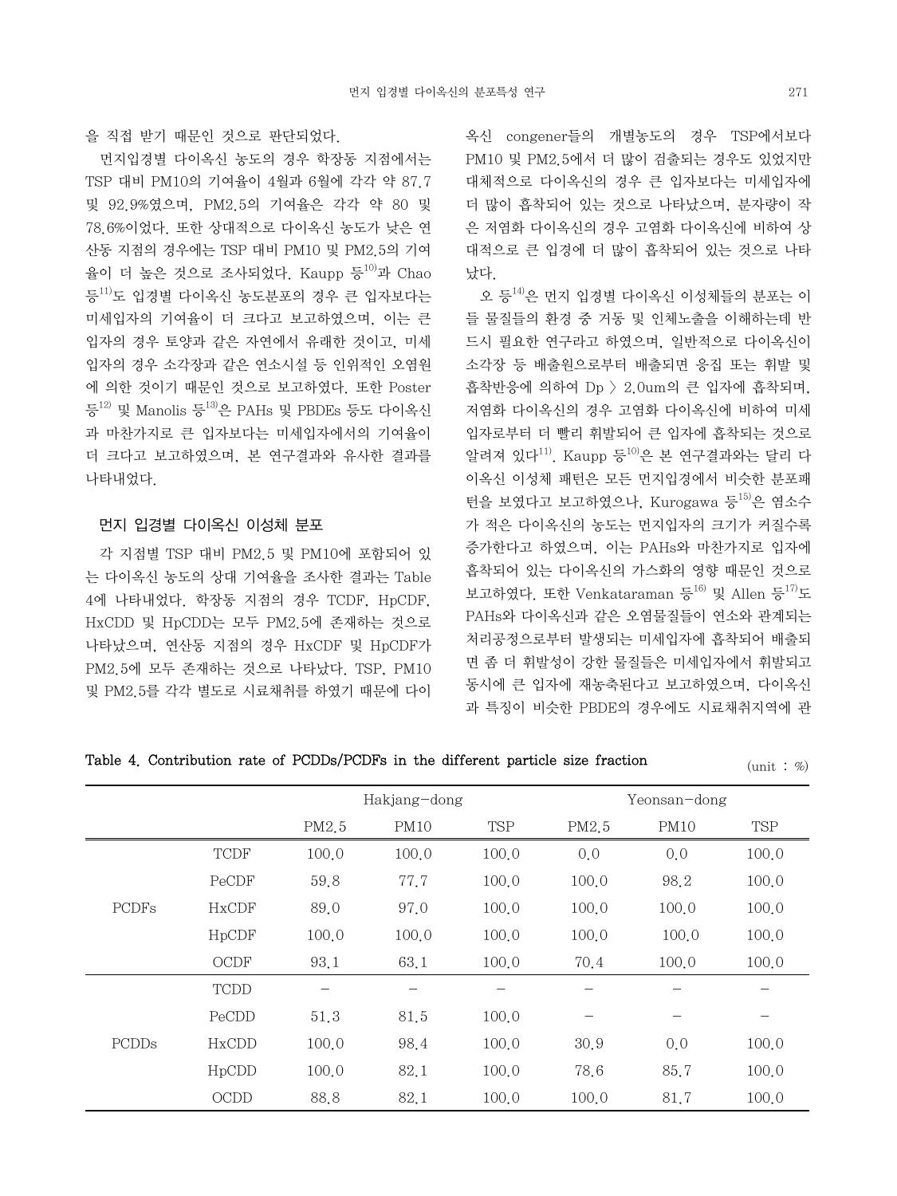을 직접 받기 때문인 것으로 판단되었다.

먼지입경별 다이옥신 농도의 경우 학장동 지점에서는 TSP 대비 PM10의 기여율이 4월과 6월에 각각 약 87.7 및 92.9%였으며, PM2.5의 기여율은 각각 약 80 및 78.6%이었다. 또한 상대적으로 다이옥신 농도가 낮은 연산동 지점의 경우에는 TSP 대비 PM10 및 PM2.5의 기여율이 더 높은 것으로 조사되었다. Kaupp 등[10]과 Chao 등[11]도 입경별 다이옥신 농도분포의 경우 큰 입자보다는 미세입자의 기여율이 더 크다고 보고하였으며, 이는 큰 입자의 경우 토양과 같은 자연에서 유래한 것이고, 미세입자의 경우 소각장과 같은 연소시설 등 인위적인 오염원에 의한 것이기 때문인 것으로 보고하였다. 또한 Poster 등[12] 및 Manolis 등[13]은 PAHs 및 PBDEs 등도 다이옥신과 마찬가지로 큰 입자보다는 미세입자에서의 기여율이 더 크다고 보고하였으며, 본 연구결과와 유사한 결과를 나타내었다.

### 먼지 입경별 다이옥신 이성체 분포

각 지점별 TSP 대비 PM2.5 및 PM10에 포함되어 있는 다이옥신 농도의 상대 기여율을 조사한 결과는 Table 4에 나타내었다. 학장동 지점의 경우 TCDF, HpCDF, HxCDD 및 HpCDD는 모두 PM2.5에 존재하는 것으로 나타났으며, 연산동 지점의 경우 HxCDF 및 HpCDF가 PM2.5에 모두 존재하는 것으로 나타났다. TSP, PM10 및 PM2.5를 각각 별도로 시료채취를 하였기 때문에 다이옥신 congener들의 개별농도의 경우 TSP에서보다 PM10 및 PM2.5에서 더 많이 검출되는 경우도 있었지만 대체적으로 다이옥신의 경우 큰 입자보다는 미세입자에 더 많이 흡착되어 있는 것으로 나타났으며, 분자량이 작은 저염화 다이옥신의 경우 고염화 다이옥신에 비하여 상대적으로 큰 입경에 더 많이 흡착되어 있는 것으로 나타났다.

오 등[14]은 먼지 입경별 다이옥신 이성체들의 분포는 이들 물질들의 환경 중 거동 및 인체노출을 이해하는데 반드시 필요한 연구라고 하였으며, 일반적으로 다이옥신이 소각장 등 배출원으로부터 배출되면 응집 또는 휘발 및 흡착반응에 의하여 Dp 〉 2.0um의 큰 입자에 흡착되며, 저염화 다이옥신의 경우 고염화 다이옥신에 비하여 미세입자로부터 더 빨리 휘발되어 큰 입자에 흡착되는 것으로 알려져 있다[11]. Kaupp 등[10]은 본 연구결과와는 달리 다이옥신 이성체 패턴은 모든 먼지입경에서 비슷한 분포패턴을 보였다고 보고하였으나, Kurogawa 등[15]은 염소수가 적은 다이옥신의 농도는 먼지입자의 크기가 커질수록 증가한다고 하였으며, 이는 PAHs와 마찬가지로 입자에 흡착되어 있는 다이옥신의 가스화의 영향 때문인 것으로 보고하였다. 또한 Venkataraman 등[16] 및 Allen 등[17]도 PAHs와 다이옥신과 같은 오염물질들이 연소와 관계되는 처리공정으로부터 발생되는 미세입자에 흡착되어 배출되면 좀 더 휘발성이 강한 물질들은 미세입자에서 휘발되고 동시에 큰 입자에 재농축된다고 보고하였으며, 다이옥신과 특징이 비슷한 PBDE의 경우에도 시료채취지역에 관

**Table 4. Contribution rate of PCDDs/PCDFs in the different particle size fraction** (unit : %)

| | | Hakjang-dong | | | Yeonsan-dong | | |
|---|---|---|---|---|---|---|---|
| | | PM2.5 | PM10 | TSP | PM2.5 | PM10 | TSP |
| PCDFs | TCDF | 100.0 | 100.0 | 100.0 | 0.0 | 0.0 | 100.0 |
| | PeCDF | 59.8 | 77.7 | 100.0 | 100.0 | 98.2 | 100.0 |
| | HxCDF | 89.0 | 97.0 | 100.0 | 100.0 | 100.0 | 100.0 |
| | HpCDF | 100.0 | 100.0 | 100.0 | 100.0 | 100.0 | 100.0 |
| | OCDF | 93.1 | 63.1 | 100.0 | 70.4 | 100.0 | 100.0 |
| PCDDs | TCDD | – | – | – | – | – | – |
| | PeCDD | 51.3 | 81.5 | 100.0 | – | – | – |
| | HxCDD | 100.0 | 98.4 | 100.0 | 30.9 | 0.0 | 100.0 |
| | HpCDD | 100.0 | 82.1 | 100.0 | 78.6 | 85.7 | 100.0 |
| | OCDD | 88.8 | 82.1 | 100.0 | 100.0 | 81.7 | 100.0 |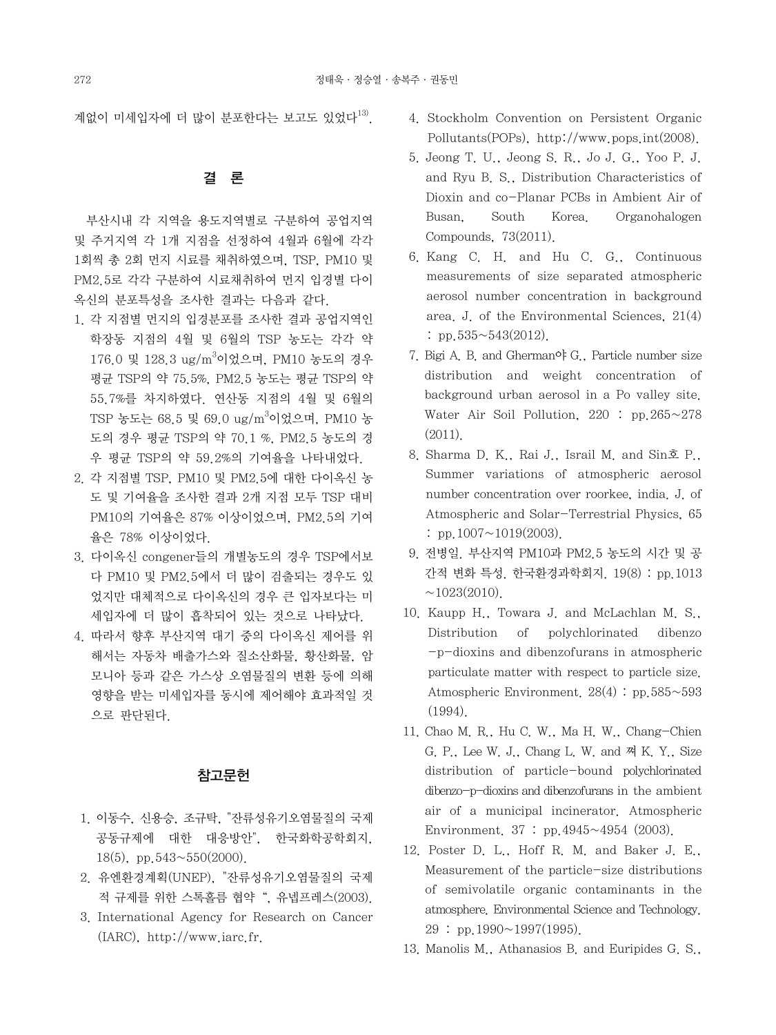계없이 미세입자에 더 많이 분포한다는 보고도 있었다[13].

## 결 론

부산시내 각 지역을 용도지역별로 구분하여 공업지역 및 주거지역 각 1개 지점을 선정하여 4월과 6월에 각각 1회씩 총 2회 먼지 시료를 채취하였으며, TSP, PM10 및 PM2.5로 각각 구분하여 시료채취하여 먼지 입경별 다이옥신의 분포특성을 조사한 결과는 다음과 같다.

1. 각 지점별 먼지의 입경분포를 조사한 결과 공업지역인 학장동 지점의 4월 및 6월의 TSP 농도는 각각 약 176.0 및 128.3 ug/$m^3$이었으며, PM10 농도의 경우 평균 TSP의 약 75.5%, PM2.5 농도는 평균 TSP의 약 55.7%를 차지하였다. 연산동 지점의 4월 및 6월의 TSP 농도는 68.5 및 69.0 ug/$m^3$이었으며, PM10 농도의 경우 평균 TSP의 약 70.1 %, PM2.5 농도의 경우 평균 TSP의 약 59.2%의 기여율을 나타내었다.
2. 각 지점별 TSP, PM10 및 PM2.5에 대한 다이옥신 농도 및 기여율을 조사한 결과 2개 지점 모두 TSP 대비 PM10의 기여율은 87% 이상이었으며, PM2.5의 기여율은 78% 이상이었다.
3. 다이옥신 congener들의 개별농도의 경우 TSP에서보다 PM10 및 PM2.5에서 더 많이 검출되는 경우도 있었지만 대체적으로 다이옥신의 경우 큰 입자보다는 미세입자에 더 많이 흡착되어 있는 것으로 나타났다.
4. 따라서 향후 부산지역 대기 중의 다이옥신 제어를 위해서는 자동차 배출가스와 질소산화물, 황산화물, 암모니아 등과 같은 가스상 오염물질의 변환 등에 의해 영향을 받는 미세입자를 동시에 제어해야 효과적일 것으로 판단된다.

## 참고문헌

1. 이동수, 신용승, 조규탁, "잔류성유기오염물질의 국제공동규제에 대한 대응방안", 한국화학공학회지, 18(5), pp.543~550(2000).
2. 유엔환경계획(UNEP), "잔류성유기오염물질의 국제적 규제를 위한 스톡홀름 협약 ", 유넵프레스(2003).
3. International Agency for Research on Cancer (IARC), http://www.iarc.fr.
4. Stockholm Convention on Persistent Organic Pollutants(POPs), http://www.pops.int(2008).
5. Jeong T. U., Jeong S. R., Jo J. G., Yoo P. J. and Ryu B. S., Distribution Characteristics of Dioxin and co-Planar PCBs in Ambient Air of Busan, South Korea, Organohalogen Compounds, 73(2011).
6. Kang C. H. and Hu C. G., Continuous measurements of size separated atmospheric aerosol number concentration in background area, J. of the Environmental Sciences, 21(4) : pp.535~543(2012).
7. Bigi A. B. and Gherman야 G., Particle number size distribution and weight concentration of background urban aerosol in a Po valley site, Water Air Soil Pollution, 220 : pp.265~278 (2011).
8. Sharma D. K., Rai J., Israil M. and Sin호 P., Summer variations of atmospheric aerosol number concentration over roorkee, india, J. of Atmospheric and Solar-Terrestrial Physics, 65 : pp.1007~1019(2003).
9. 전병일, 부산지역 PM10과 PM2.5 농도의 시간 및 공간적 변화 특성, 한국환경과학회지, 19(8) : pp.1013~1023(2010).
10. Kaupp H., Towara J. and McLachlan M. S., Distribution of polychlorinated dibenzo-p-dioxins and dibenzofurans in atmospheric particulate matter with respect to particle size, Atmospheric Environment, 28(4) : pp.585~593 (1994).
11. Chao M. R., Hu C. W., Ma H. W., Chang-Chien G. P., Lee W. J., Chang L. W. and 쩌 K. Y., Size distribution of particle-bound polychlorinated dibenzo-p-dioxins and dibenzofurans in the ambient air of a municipal incinerator, Atmospheric Environment, 37 : pp.4945~4954 (2003).
12. Poster D. L., Hoff R. M. and Baker J. E., Measurement of the particle-size distributions of semivolatile organic contaminants in the atmosphere, Environmental Science and Technology, 29 : pp.1990~1997(1995).
13. Manolis M., Athanasios B. and Euripides G. S.,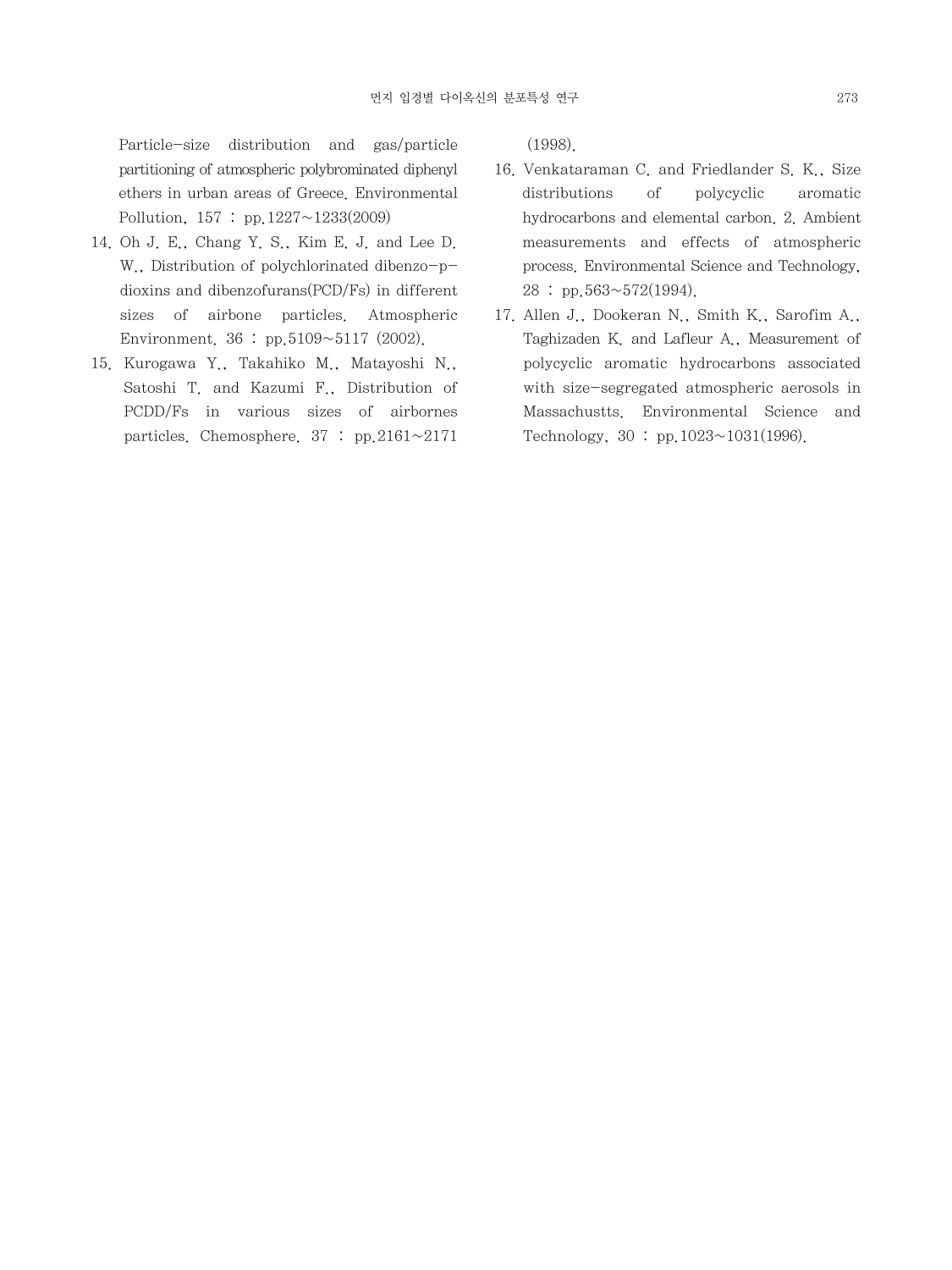Particle-size distribution and gas/particle partitioning of atmospheric polybrominated diphenyl ethers in urban areas of Greece. Environmental Pollution. 157 : pp.1227~1233(2009)

14. Oh J. E., Chang Y. S., Kim E. J. and Lee D. W., Distribution of polychlorinated dibenzo-p-dioxins and dibenzofurans(PCD/Fs) in different sizes of airbone particles. Atmospheric Environment. 36 : pp.5109~5117 (2002).
15. Kurogawa Y., Takahiko M., Matayoshi N., Satoshi T. and Kazumi F., Distribution of PCDD/Fs in various sizes of airbornes particles. Chemosphere. 37 : pp.2161~2171 (1998).
16. Venkataraman C. and Friedlander S. K., Size distributions of polycyclic aromatic hydrocarbons and elemental carbon. 2. Ambient measurements and effects of atmospheric process. Environmental Science and Technology. 28 : pp.563~572(1994).
17. Allen J., Dookeran N., Smith K., Sarofim A., Taghizaden K. and Lafleur A., Measurement of polycyclic aromatic hydrocarbons associated with size-segregated atmospheric aerosols in Massachustts. Environmental Science and Technology. 30 : pp.1023~1031(1996).